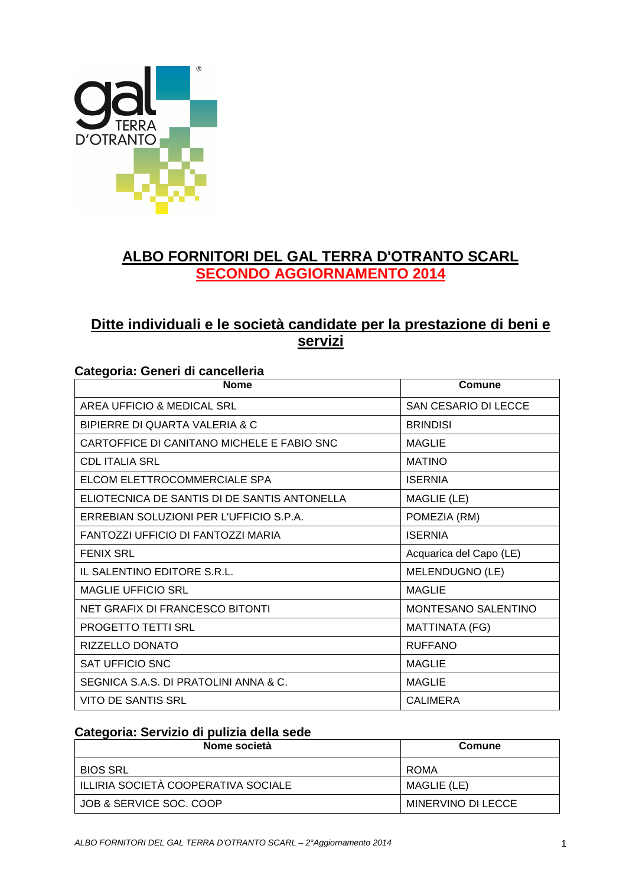# ALBO FORNITORI DEL GAL TERRA D'OTRANTO SCARL
## SECONDO AGGIORNAMENTO 2014

## Ditte individuali e le società candidate per la prestazione di beni e servizi

### Categoria: Generi di cancelleria

| Nome | Comune |
|---|---|
| AREA UFFICIO & MEDICAL SRL | SAN CESARIO DI LECCE |
| BIPIERRE DI QUARTA VALERIA & C | BRINDISI |
| CARTOFFICE DI CANITANO MICHELE E FABIO SNC | MAGLIE |
| CDL ITALIA SRL | MATINO |
| ELCOM ELETTROCOMMERCIALE SPA | ISERNIA |
| ELIOTECNICA DE SANTIS DI DE SANTIS ANTONELLA | MAGLIE (LE) |
| ERREBIAN SOLUZIONI PER L'UFFICIO S.P.A. | POMEZIA (RM) |
| FANTOZZI UFFICIO DI FANTOZZI MARIA | ISERNIA |
| FENIX SRL | Acquarica del Capo (LE) |
| IL SALENTINO EDITORE S.R.L. | MELENDUGNO (LE) |
| MAGLIE UFFICIO SRL | MAGLIE |
| NET GRAFIX DI FRANCESCO BITONTI | MONTESANO SALENTINO |
| PROGETTO TETTI SRL | MATTINATA (FG) |
| RIZZELLO DONATO | RUFFANO |
| SAT UFFICIO SNC | MAGLIE |
| SEGNICA S.A.S. DI PRATOLINI ANNA & C. | MAGLIE |
| VITO DE SANTIS SRL | CALIMERA |

### Categoria: Servizio di pulizia della sede

| Nome società | Comune |
|---|---|
| BIOS SRL | ROMA |
| ILLIRIA SOCIETÀ COOPERATIVA SOCIALE | MAGLIE (LE) |
| JOB & SERVICE SOC. COOP | MINERVINO DI LECCE |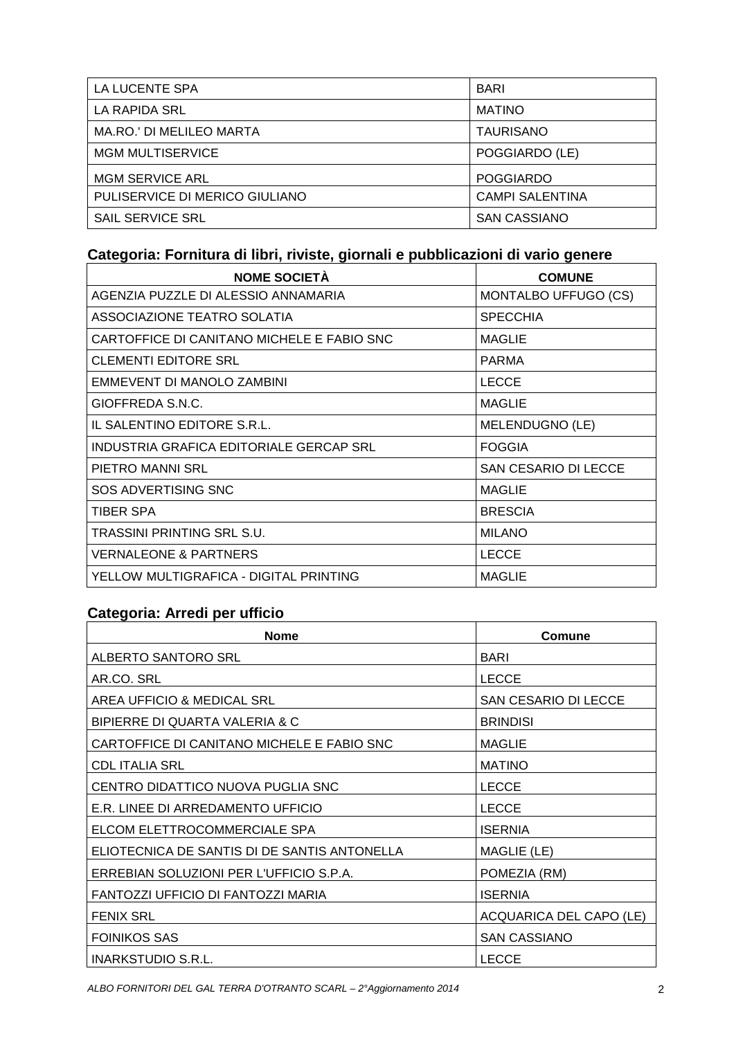| | |
|---|---|
| LA LUCENTE SPA | BARI |
| LA RAPIDA SRL | MATINO |
| MA.RO.' DI MELILEO MARTA | TAURISANO |
| MGM MULTISERVICE | POGGIARDO (LE) |
| MGM SERVICE ARL | POGGIARDO |
| PULISERVICE DI MERICO GIULIANO | CAMPI SALENTINA |
| SAIL SERVICE SRL | SAN CASSIANO |

## Categoria: Fornitura di libri, riviste, giornali e pubblicazioni di vario genere

| NOME SOCIETÀ | COMUNE |
|---|---|
| AGENZIA PUZZLE DI ALESSIO ANNAMARIA | MONTALBO UFFUGO (CS) |
| ASSOCIAZIONE TEATRO SOLATIA | SPECCHIA |
| CARTOFFICE DI CANITANO MICHELE E FABIO SNC | MAGLIE |
| CLEMENTI EDITORE SRL | PARMA |
| EMMEVENT DI MANOLO ZAMBINI | LECCE |
| GIOFFREDA S.N.C. | MAGLIE |
| IL SALENTINO EDITORE S.R.L. | MELENDUGNO (LE) |
| INDUSTRIA GRAFICA EDITORIALE GERCAP SRL | FOGGIA |
| PIETRO MANNI SRL | SAN CESARIO DI LECCE |
| SOS ADVERTISING SNC | MAGLIE |
| TIBER SPA | BRESCIA |
| TRASSINI PRINTING SRL S.U. | MILANO |
| VERNALEONE & PARTNERS | LECCE |
| YELLOW MULTIGRAFICA - DIGITAL PRINTING | MAGLIE |

## Categoria: Arredi per ufficio

| Nome | Comune |
|---|---|
| ALBERTO SANTORO SRL | BARI |
| AR.CO. SRL | LECCE |
| AREA UFFICIO & MEDICAL SRL | SAN CESARIO DI LECCE |
| BIPIERRE DI QUARTA VALERIA & C | BRINDISI |
| CARTOFFICE DI CANITANO MICHELE E FABIO SNC | MAGLIE |
| CDL ITALIA SRL | MATINO |
| CENTRO DIDATTICO NUOVA PUGLIA SNC | LECCE |
| E.R. LINEE DI ARREDAMENTO UFFICIO | LECCE |
| ELCOM ELETTROCOMMERCIALE SPA | ISERNIA |
| ELIOTECNICA DE SANTIS DI DE SANTIS ANTONELLA | MAGLIE (LE) |
| ERREBIAN SOLUZIONI PER L'UFFICIO S.P.A. | POMEZIA (RM) |
| FANTOZZI UFFICIO DI FANTOZZI MARIA | ISERNIA |
| FENIX SRL | ACQUARICA DEL CAPO (LE) |
| FOINIKOS SAS | SAN CASSIANO |
| INARKSTUDIO S.R.L. | LECCE |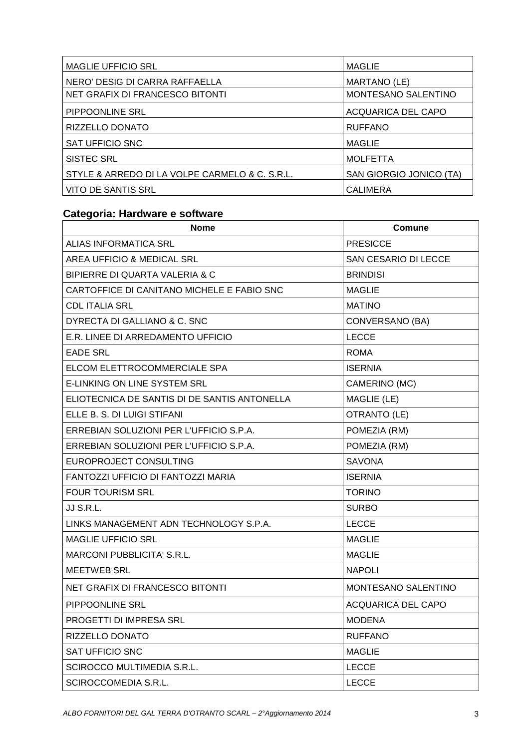| | |
|---|---|
| MAGLIE UFFICIO SRL | MAGLIE |
| NERO' DESIG DI CARRA RAFFAELLA | MARTANO (LE) |
| NET GRAFIX DI FRANCESCO BITONTI | MONTESANO SALENTINO |
| PIPPOONLINE SRL | ACQUARICA DEL CAPO |
| RIZZELLO DONATO | RUFFANO |
| SAT UFFICIO SNC | MAGLIE |
| SISTEC SRL | MOLFETTA |
| STYLE & ARREDO DI LA VOLPE CARMELO & C. S.R.L. | SAN GIORGIO JONICO (TA) |
| VITO DE SANTIS SRL | CALIMERA |

## Categoria: Hardware e software

| Nome | Comune |
|---|---|
| ALIAS INFORMATICA SRL | PRESICCE |
| AREA UFFICIO & MEDICAL SRL | SAN CESARIO DI LECCE |
| BIPIERRE DI QUARTA VALERIA & C | BRINDISI |
| CARTOFFICE DI CANITANO MICHELE E FABIO SNC | MAGLIE |
| CDL ITALIA SRL | MATINO |
| DYRECTA DI GALLIANO & C. SNC | CONVERSANO (BA) |
| E.R. LINEE DI ARREDAMENTO UFFICIO | LECCE |
| EADE SRL | ROMA |
| ELCOM ELETTROCOMMERCIALE SPA | ISERNIA |
| E-LINKING ON LINE SYSTEM SRL | CAMERINO (MC) |
| ELIOTECNICA DE SANTIS DI DE SANTIS ANTONELLA | MAGLIE (LE) |
| ELLE B. S. DI LUIGI STIFANI | OTRANTO (LE) |
| ERREBIAN SOLUZIONI PER L'UFFICIO S.P.A. | POMEZIA (RM) |
| ERREBIAN SOLUZIONI PER L'UFFICIO S.P.A. | POMEZIA (RM) |
| EUROPROJECT CONSULTING | SAVONA |
| FANTOZZI UFFICIO DI FANTOZZI MARIA | ISERNIA |
| FOUR TOURISM SRL | TORINO |
| JJ S.R.L. | SURBO |
| LINKS MANAGEMENT ADN TECHNOLOGY S.P.A. | LECCE |
| MAGLIE UFFICIO SRL | MAGLIE |
| MARCONI PUBBLICITA' S.R.L. | MAGLIE |
| MEETWEB SRL | NAPOLI |
| NET GRAFIX DI FRANCESCO BITONTI | MONTESANO SALENTINO |
| PIPPOONLINE SRL | ACQUARICA DEL CAPO |
| PROGETTI DI IMPRESA SRL | MODENA |
| RIZZELLO DONATO | RUFFANO |
| SAT UFFICIO SNC | MAGLIE |
| SCIROCCO MULTIMEDIA S.R.L. | LECCE |
| SCIROCCOMEDIA S.R.L. | LECCE |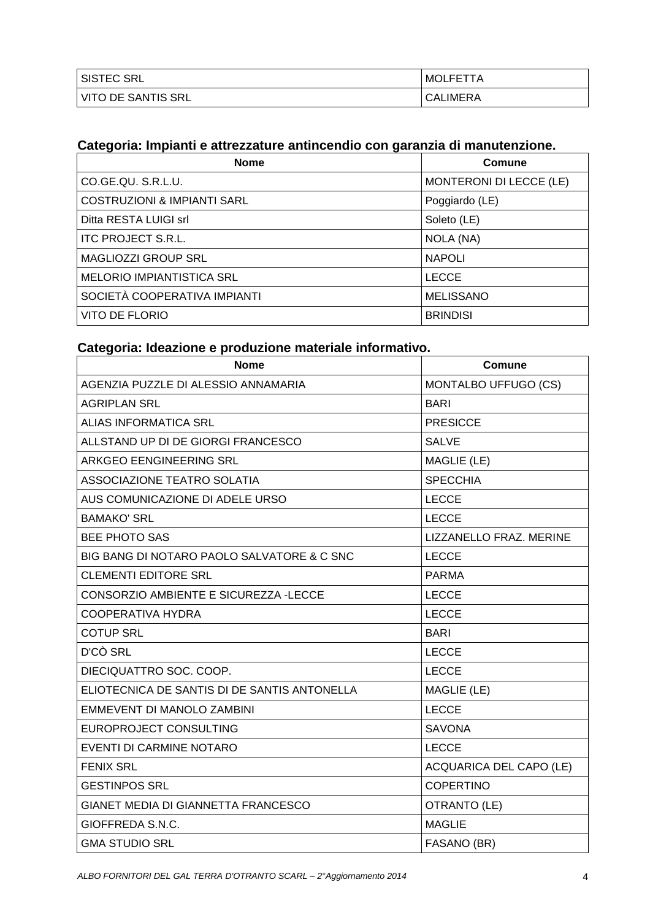| SISTEC SRL | MOLFETTA |
|---|---|
| VITO DE SANTIS SRL | CALIMERA |

### Categoria: Impianti e attrezzature antincendio con garanzia di manutenzione.

| Nome | Comune |
|---|---|
| CO.GE.QU. S.R.L.U. | MONTERONI DI LECCE (LE) |
| COSTRUZIONI & IMPIANTI SARL | Poggiardo (LE) |
| Ditta RESTA LUIGI srl | Soleto (LE) |
| ITC PROJECT S.R.L. | NOLA (NA) |
| MAGLIOZZI GROUP SRL | NAPOLI |
| MELORIO IMPIANTISTICA SRL | LECCE |
| SOCIETÀ COOPERATIVA IMPIANTI | MELISSANO |
| VITO DE FLORIO | BRINDISI |

### Categoria: Ideazione e produzione materiale informativo.

| Nome | Comune |
|---|---|
| AGENZIA PUZZLE DI ALESSIO ANNAMARIA | MONTALBO UFFUGO (CS) |
| AGRIPLAN SRL | BARI |
| ALIAS INFORMATICA SRL | PRESICCE |
| ALLSTAND UP DI DE GIORGI FRANCESCO | SALVE |
| ARKGEO EENGINEERING SRL | MAGLIE (LE) |
| ASSOCIAZIONE TEATRO SOLATIA | SPECCHIA |
| AUS COMUNICAZIONE DI ADELE URSO | LECCE |
| BAMAKO' SRL | LECCE |
| BEE PHOTO SAS | LIZZANELLO FRAZ. MERINE |
| BIG BANG DI NOTARO PAOLO SALVATORE & C SNC | LECCE |
| CLEMENTI EDITORE SRL | PARMA |
| CONSORZIO AMBIENTE E SICUREZZA -LECCE | LECCE |
| COOPERATIVA HYDRA | LECCE |
| COTUP SRL | BARI |
| D'CÒ SRL | LECCE |
| DIECIQUATTRO SOC. COOP. | LECCE |
| ELIOTECNICA DE SANTIS DI DE SANTIS ANTONELLA | MAGLIE (LE) |
| EMMEVENT DI MANOLO ZAMBINI | LECCE |
| EUROPROJECT CONSULTING | SAVONA |
| EVENTI DI CARMINE NOTARO | LECCE |
| FENIX SRL | ACQUARICA DEL CAPO (LE) |
| GESTINPOS SRL | COPERTINO |
| GIANET MEDIA DI GIANNETTA FRANCESCO | OTRANTO (LE) |
| GIOFFREDA S.N.C. | MAGLIE |
| GMA STUDIO SRL | FASANO (BR) |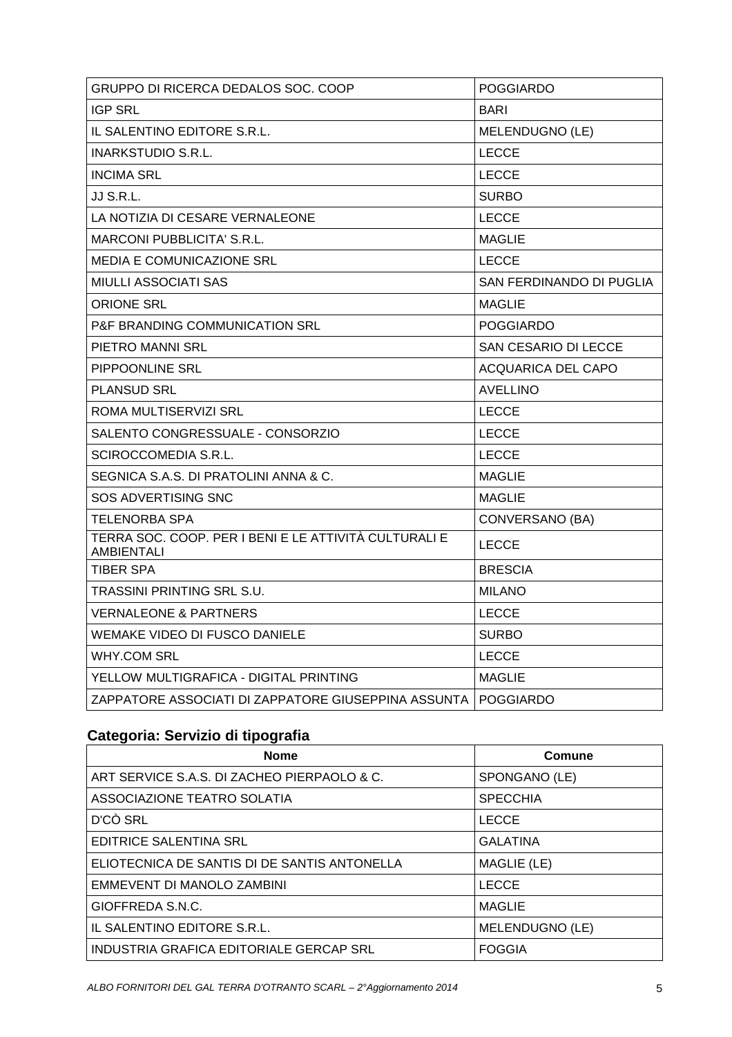| | |
|---|---|
| GRUPPO DI RICERCA DEDALOS SOC. COOP | POGGIARDO |
| IGP SRL | BARI |
| IL SALENTINO EDITORE S.R.L. | MELENDUGNO (LE) |
| INARKSTUDIO S.R.L. | LECCE |
| INCIMA SRL | LECCE |
| JJ S.R.L. | SURBO |
| LA NOTIZIA DI CESARE VERNALEONE | LECCE |
| MARCONI PUBBLICITA' S.R.L. | MAGLIE |
| MEDIA E COMUNICAZIONE SRL | LECCE |
| MIULLI ASSOCIATI SAS | SAN FERDINANDO DI PUGLIA |
| ORIONE SRL | MAGLIE |
| P&F BRANDING COMMUNICATION SRL | POGGIARDO |
| PIETRO MANNI SRL | SAN CESARIO DI LECCE |
| PIPPOONLINE SRL | ACQUARICA DEL CAPO |
| PLANSUD SRL | AVELLINO |
| ROMA MULTISERVIZI SRL | LECCE |
| SALENTO CONGRESSUALE - CONSORZIO | LECCE |
| SCIROCCOMEDIA S.R.L. | LECCE |
| SEGNICA S.A.S. DI PRATOLINI ANNA & C. | MAGLIE |
| SOS ADVERTISING SNC | MAGLIE |
| TELENORBA SPA | CONVERSANO (BA) |
| TERRA SOC. COOP. PER I BENI E LE ATTIVITÀ CULTURALI E AMBIENTALI | LECCE |
| TIBER SPA | BRESCIA |
| TRASSINI PRINTING SRL S.U. | MILANO |
| VERNALEONE & PARTNERS | LECCE |
| WEMAKE VIDEO DI FUSCO DANIELE | SURBO |
| WHY.COM SRL | LECCE |
| YELLOW MULTIGRAFICA - DIGITAL PRINTING | MAGLIE |
| ZAPPATORE ASSOCIATI DI ZAPPATORE GIUSEPPINA ASSUNTA | POGGIARDO |

### Categoria: Servizio di tipografia

| Nome | Comune |
|---|---|
| ART SERVICE S.A.S. DI ZACHEO PIERPAOLO & C. | SPONGANO (LE) |
| ASSOCIAZIONE TEATRO SOLATIA | SPECCHIA |
| D'CÒ SRL | LECCE |
| EDITRICE SALENTINA SRL | GALATINA |
| ELIOTECNICA DE SANTIS DI DE SANTIS ANTONELLA | MAGLIE (LE) |
| EMMEVENT DI MANOLO ZAMBINI | LECCE |
| GIOFFREDA S.N.C. | MAGLIE |
| IL SALENTINO EDITORE S.R.L. | MELENDUGNO (LE) |
| INDUSTRIA GRAFICA EDITORIALE GERCAP SRL | FOGGIA |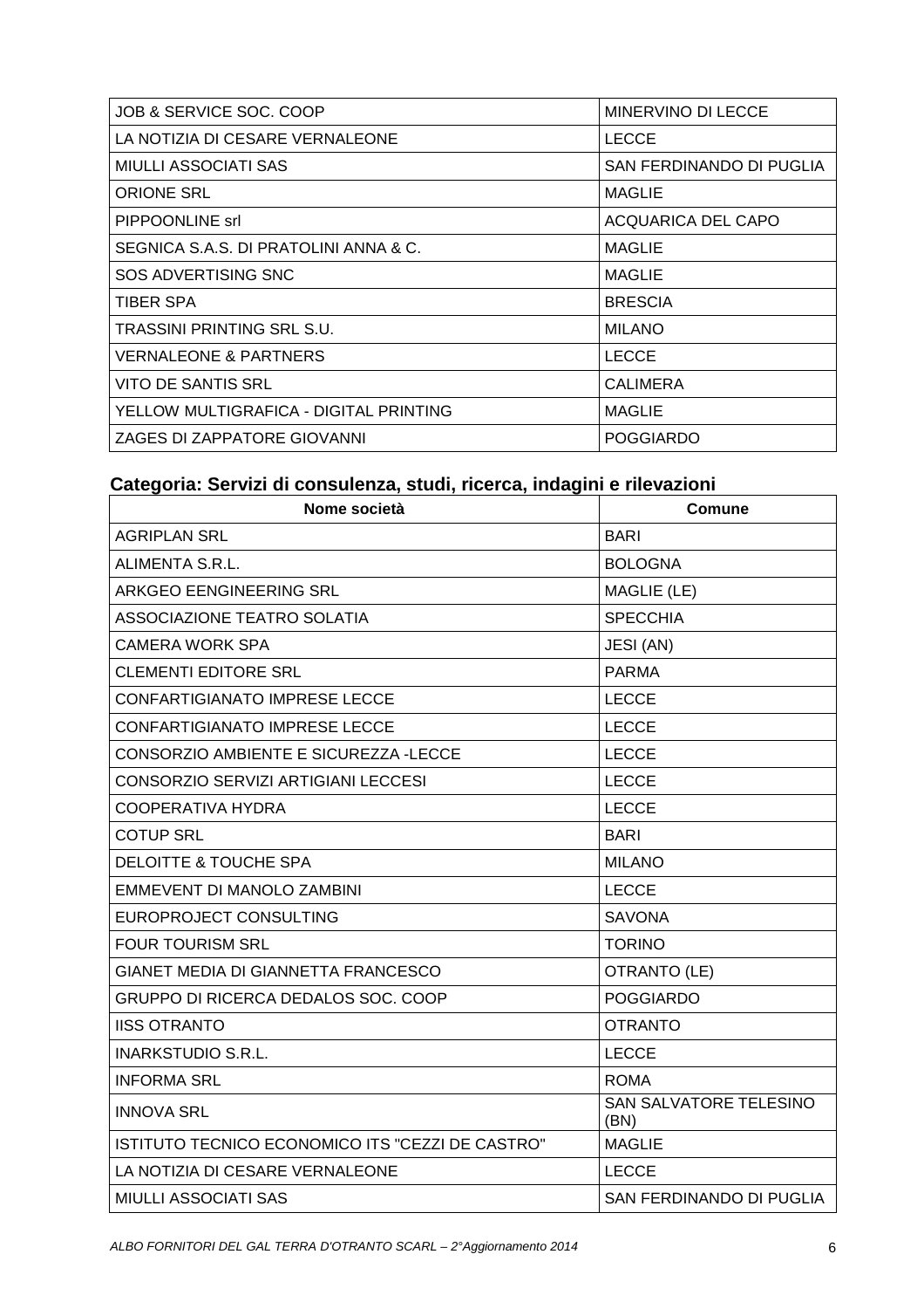| | |
|---|---|
| JOB & SERVICE SOC. COOP | MINERVINO DI LECCE |
| LA NOTIZIA DI CESARE VERNALEONE | LECCE |
| MIULLI ASSOCIATI SAS | SAN FERDINANDO DI PUGLIA |
| ORIONE SRL | MAGLIE |
| PIPPOONLINE srl | ACQUARICA DEL CAPO |
| SEGNICA S.A.S. DI PRATOLINI ANNA & C. | MAGLIE |
| SOS ADVERTISING SNC | MAGLIE |
| TIBER SPA | BRESCIA |
| TRASSINI PRINTING SRL S.U. | MILANO |
| VERNALEONE & PARTNERS | LECCE |
| VITO DE SANTIS SRL | CALIMERA |
| YELLOW MULTIGRAFICA - DIGITAL PRINTING | MAGLIE |
| ZAGES DI ZAPPATORE GIOVANNI | POGGIARDO |

## Categoria: Servizi di consulenza, studi, ricerca, indagini e rilevazioni

| Nome società | Comune |
|---|---|
| AGRIPLAN SRL | BARI |
| ALIMENTA S.R.L. | BOLOGNA |
| ARKGEO EENGINEERING SRL | MAGLIE (LE) |
| ASSOCIAZIONE TEATRO SOLATIA | SPECCHIA |
| CAMERA WORK SPA | JESI (AN) |
| CLEMENTI EDITORE SRL | PARMA |
| CONFARTIGIANATO IMPRESE LECCE | LECCE |
| CONFARTIGIANATO IMPRESE LECCE | LECCE |
| CONSORZIO AMBIENTE E SICUREZZA -LECCE | LECCE |
| CONSORZIO SERVIZI ARTIGIANI LECCESI | LECCE |
| COOPERATIVA HYDRA | LECCE |
| COTUP SRL | BARI |
| DELOITTE & TOUCHE SPA | MILANO |
| EMMEVENT DI MANOLO ZAMBINI | LECCE |
| EUROPROJECT CONSULTING | SAVONA |
| FOUR TOURISM SRL | TORINO |
| GIANET MEDIA DI GIANNETTA FRANCESCO | OTRANTO (LE) |
| GRUPPO DI RICERCA DEDALOS SOC. COOP | POGGIARDO |
| IISS OTRANTO | OTRANTO |
| INARKSTUDIO S.R.L. | LECCE |
| INFORMA SRL | ROMA |
| INNOVA SRL | SAN SALVATORE TELESINO (BN) |
| ISTITUTO TECNICO ECONOMICO ITS "CEZZI DE CASTRO" | MAGLIE |
| LA NOTIZIA DI CESARE VERNALEONE | LECCE |
| MIULLI ASSOCIATI SAS | SAN FERDINANDO DI PUGLIA |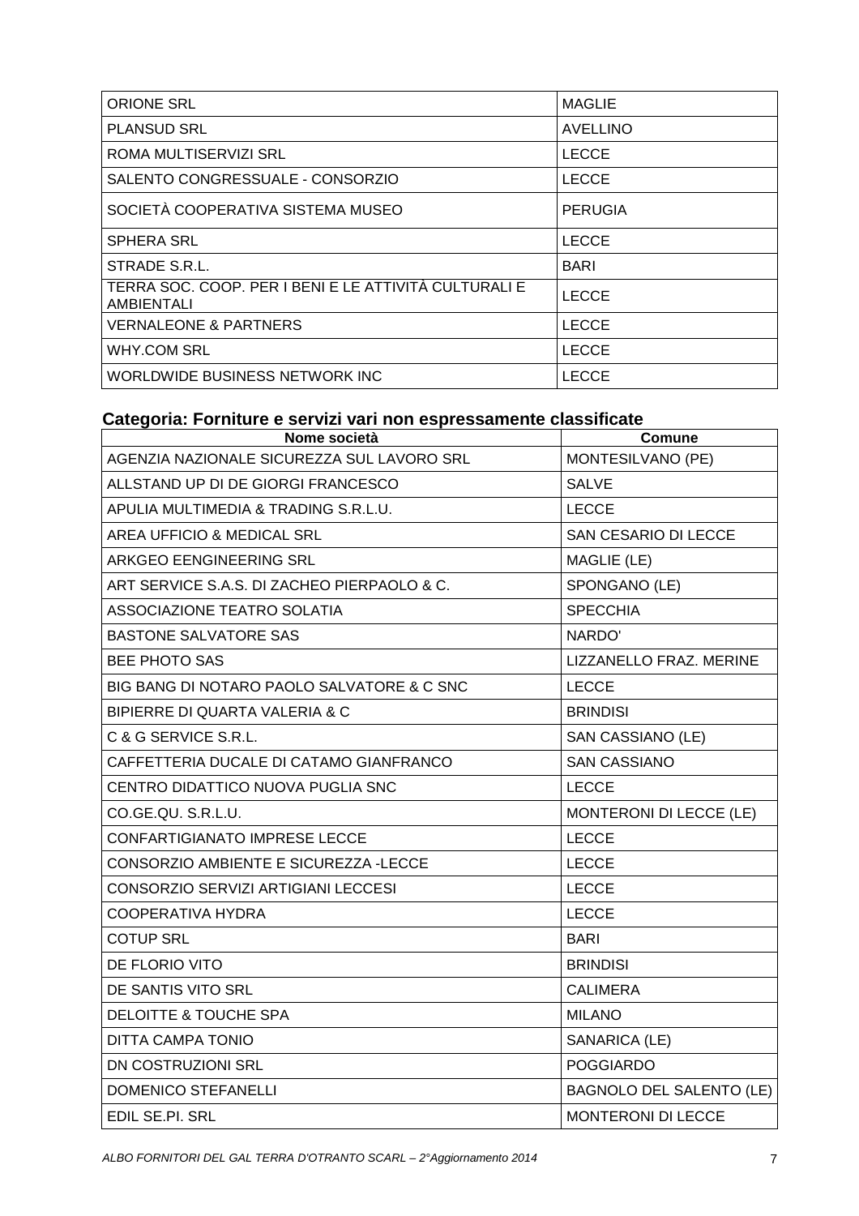| | |
|---|---|
| ORIONE SRL | MAGLIE |
| PLANSUD SRL | AVELLINO |
| ROMA MULTISERVIZI SRL | LECCE |
| SALENTO CONGRESSUALE - CONSORZIO | LECCE |
| SOCIETÀ COOPERATIVA SISTEMA MUSEO | PERUGIA |
| SPHERA SRL | LECCE |
| STRADE S.R.L. | BARI |
| TERRA SOC. COOP. PER I BENI E LE ATTIVITÀ CULTURALI E AMBIENTALI | LECCE |
| VERNALEONE & PARTNERS | LECCE |
| WHY.COM SRL | LECCE |
| WORLDWIDE BUSINESS NETWORK INC | LECCE |

### Categoria: Forniture e servizi vari non espressamente classificate

| Nome società | Comune |
|---|---|
| AGENZIA NAZIONALE SICUREZZA SUL LAVORO SRL | MONTESILVANO (PE) |
| ALLSTAND UP DI DE GIORGI FRANCESCO | SALVE |
| APULIA MULTIMEDIA & TRADING S.R.L.U. | LECCE |
| AREA UFFICIO & MEDICAL SRL | SAN CESARIO DI LECCE |
| ARKGEO EENGINEERING SRL | MAGLIE (LE) |
| ART SERVICE S.A.S. DI ZACHEO PIERPAOLO & C. | SPONGANO (LE) |
| ASSOCIAZIONE TEATRO SOLATIA | SPECCHIA |
| BASTONE SALVATORE SAS | NARDO' |
| BEE PHOTO SAS | LIZZANELLO FRAZ. MERINE |
| BIG BANG DI NOTARO PAOLO SALVATORE & C SNC | LECCE |
| BIPIERRE DI QUARTA VALERIA & C | BRINDISI |
| C & G SERVICE S.R.L. | SAN CASSIANO (LE) |
| CAFFETTERIA DUCALE DI CATAMO GIANFRANCO | SAN CASSIANO |
| CENTRO DIDATTICO NUOVA PUGLIA SNC | LECCE |
| CO.GE.QU. S.R.L.U. | MONTERONI DI LECCE (LE) |
| CONFARTIGIANATO IMPRESE LECCE | LECCE |
| CONSORZIO AMBIENTE E SICUREZZA -LECCE | LECCE |
| CONSORZIO SERVIZI ARTIGIANI LECCESI | LECCE |
| COOPERATIVA HYDRA | LECCE |
| COTUP SRL | BARI |
| DE FLORIO VITO | BRINDISI |
| DE SANTIS VITO SRL | CALIMERA |
| DELOITTE & TOUCHE SPA | MILANO |
| DITTA CAMPA TONIO | SANARICA (LE) |
| DN COSTRUZIONI SRL | POGGIARDO |
| DOMENICO STEFANELLI | BAGNOLO DEL SALENTO (LE) |
| EDIL SE.PI. SRL | MONTERONI DI LECCE |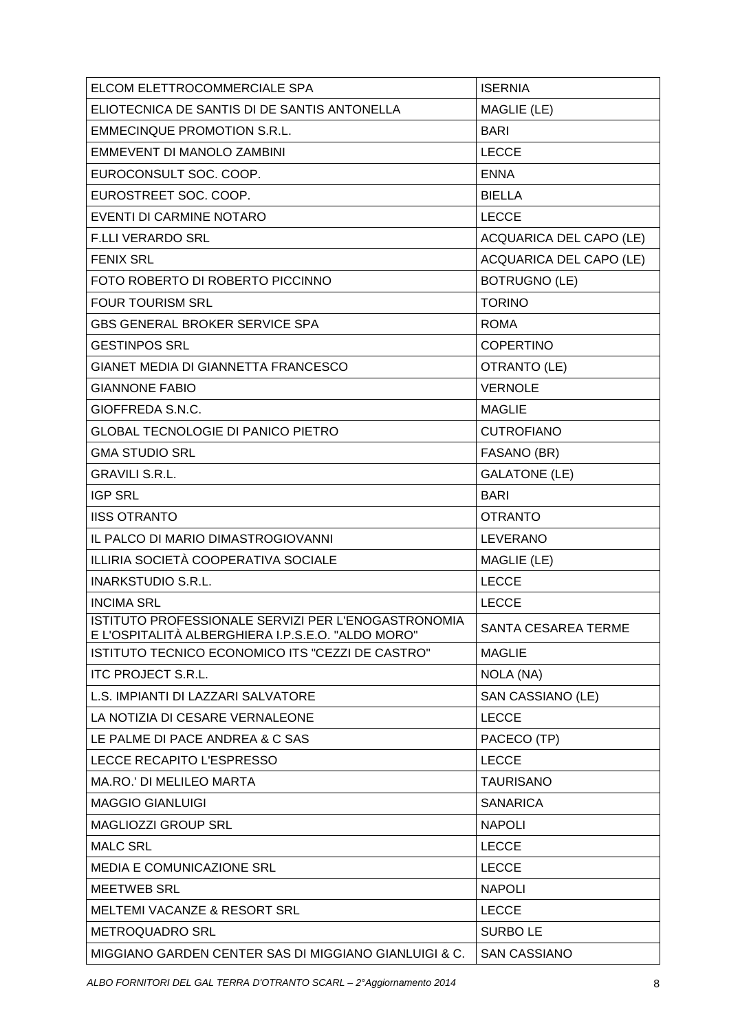| | |
|---|---|
| ELCOM ELETTROCOMMERCIALE SPA | ISERNIA |
| ELIOTECNICA DE SANTIS DI DE SANTIS ANTONELLA | MAGLIE (LE) |
| EMMECINQUE PROMOTION S.R.L. | BARI |
| EMMEVENT DI MANOLO ZAMBINI | LECCE |
| EUROCONSULT SOC. COOP. | ENNA |
| EUROSTREET SOC. COOP. | BIELLA |
| EVENTI DI CARMINE NOTARO | LECCE |
| F.LLI VERARDO SRL | ACQUARICA DEL CAPO (LE) |
| FENIX SRL | ACQUARICA DEL CAPO (LE) |
| FOTO ROBERTO DI ROBERTO PICCINNO | BOTRUGNO (LE) |
| FOUR TOURISM SRL | TORINO |
| GBS GENERAL BROKER SERVICE SPA | ROMA |
| GESTINPOS SRL | COPERTINO |
| GIANET MEDIA DI GIANNETTA FRANCESCO | OTRANTO (LE) |
| GIANNONE FABIO | VERNOLE |
| GIOFFREDA S.N.C. | MAGLIE |
| GLOBAL TECNOLOGIE DI PANICO PIETRO | CUTROFIANO |
| GMA STUDIO SRL | FASANO (BR) |
| GRAVILI S.R.L. | GALATONE (LE) |
| IGP SRL | BARI |
| IISS OTRANTO | OTRANTO |
| IL PALCO DI MARIO DIMASTROGIOVANNI | LEVERANO |
| ILLIRIA SOCIETÀ COOPERATIVA SOCIALE | MAGLIE (LE) |
| INARKSTUDIO S.R.L. | LECCE |
| INCIMA SRL | LECCE |
| ISTITUTO PROFESSIONALE SERVIZI PER L'ENOGASTRONOMIA E L'OSPITALITÀ ALBERGHIERA I.P.S.E.O. "ALDO MORO" | SANTA CESAREA TERME |
| ISTITUTO TECNICO ECONOMICO ITS "CEZZI DE CASTRO" | MAGLIE |
| ITC PROJECT S.R.L. | NOLA (NA) |
| L.S. IMPIANTI DI LAZZARI SALVATORE | SAN CASSIANO (LE) |
| LA NOTIZIA DI CESARE VERNALEONE | LECCE |
| LE PALME DI PACE ANDREA & C SAS | PACECO (TP) |
| LECCE RECAPITO L'ESPRESSO | LECCE |
| MA.RO.' DI MELILEO MARTA | TAURISANO |
| MAGGIO GIANLUIGI | SANARICA |
| MAGLIOZZI GROUP SRL | NAPOLI |
| MALC SRL | LECCE |
| MEDIA E COMUNICAZIONE SRL | LECCE |
| MEETWEB SRL | NAPOLI |
| MELTEMI VACANZE & RESORT SRL | LECCE |
| METROQUADRO SRL | SURBO LE |
| MIGGIANO GARDEN CENTER SAS DI MIGGIANO GIANLUIGI & C. | SAN CASSIANO |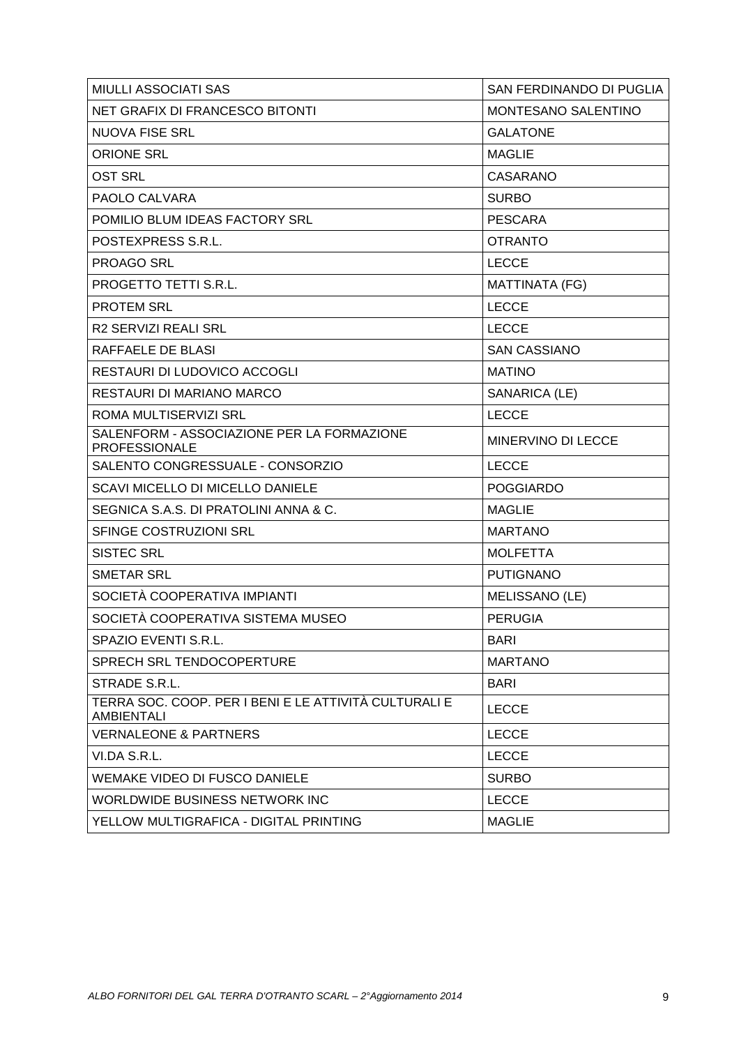| | |
|---|---|
| MIULLI ASSOCIATI SAS | SAN FERDINANDO DI PUGLIA |
| NET GRAFIX DI FRANCESCO BITONTI | MONTESANO SALENTINO |
| NUOVA FISE SRL | GALATONE |
| ORIONE SRL | MAGLIE |
| OST SRL | CASARANO |
| PAOLO CALVARA | SURBO |
| POMILIO BLUM IDEAS FACTORY SRL | PESCARA |
| POSTEXPRESS S.R.L. | OTRANTO |
| PROAGO SRL | LECCE |
| PROGETTO TETTI S.R.L. | MATTINATA (FG) |
| PROTEM SRL | LECCE |
| R2 SERVIZI REALI SRL | LECCE |
| RAFFAELE DE BLASI | SAN CASSIANO |
| RESTAURI DI LUDOVICO ACCOGLI | MATINO |
| RESTAURI DI MARIANO MARCO | SANARICA (LE) |
| ROMA MULTISERVIZI SRL | LECCE |
| SALENFORM - ASSOCIAZIONE PER LA FORMAZIONE PROFESSIONALE | MINERVINO DI LECCE |
| SALENTO CONGRESSUALE - CONSORZIO | LECCE |
| SCAVI MICELLO DI MICELLO DANIELE | POGGIARDO |
| SEGNICA S.A.S. DI PRATOLINI ANNA & C. | MAGLIE |
| SFINGE COSTRUZIONI SRL | MARTANO |
| SISTEC SRL | MOLFETTA |
| SMETAR SRL | PUTIGNANO |
| SOCIETÀ COOPERATIVA IMPIANTI | MELISSANO (LE) |
| SOCIETÀ COOPERATIVA SISTEMA MUSEO | PERUGIA |
| SPAZIO EVENTI S.R.L. | BARI |
| SPRECH SRL TENDOCOPERTURE | MARTANO |
| STRADE S.R.L. | BARI |
| TERRA SOC. COOP. PER I BENI E LE ATTIVITÀ CULTURALI E AMBIENTALI | LECCE |
| VERNALEONE & PARTNERS | LECCE |
| VI.DA S.R.L. | LECCE |
| WEMAKE VIDEO DI FUSCO DANIELE | SURBO |
| WORLDWIDE BUSINESS NETWORK INC | LECCE |
| YELLOW MULTIGRAFICA - DIGITAL PRINTING | MAGLIE |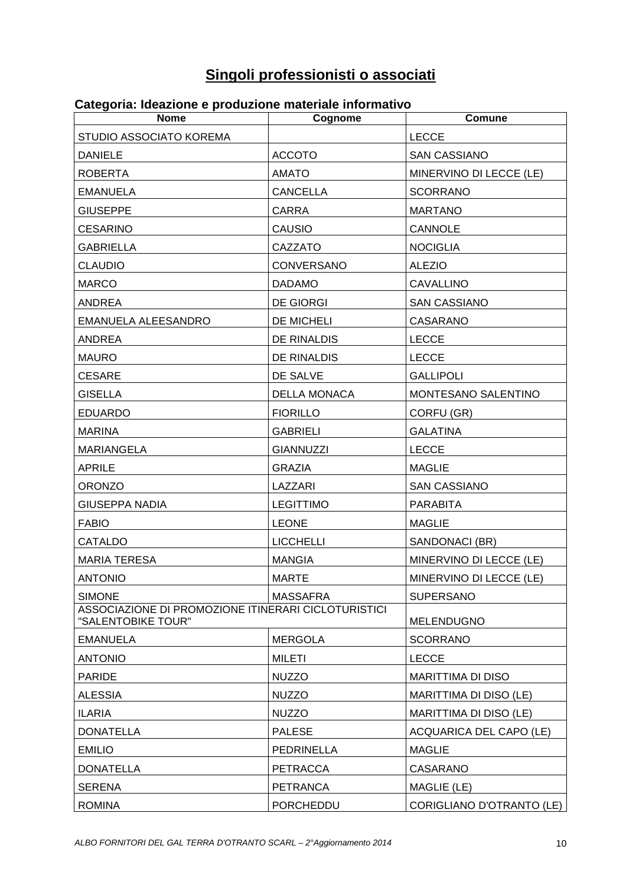## Singoli professionisti o associati

### Categoria: Ideazione e produzione materiale informativo

| Nome | Cognome | Comune |
|---|---|---|
| STUDIO ASSOCIATO KOREMA | | LECCE |
| DANIELE | ACCOTO | SAN CASSIANO |
| ROBERTA | AMATO | MINERVINO DI LECCE (LE) |
| EMANUELA | CANCELLA | SCORRANO |
| GIUSEPPE | CARRA | MARTANO |
| CESARINO | CAUSIO | CANNOLE |
| GABRIELLA | CAZZATO | NOCIGLIA |
| CLAUDIO | CONVERSANO | ALEZIO |
| MARCO | DADAMO | CAVALLINO |
| ANDREA | DE GIORGI | SAN CASSIANO |
| EMANUELA ALEESANDRO | DE MICHELI | CASARANO |
| ANDREA | DE RINALDIS | LECCE |
| MAURO | DE RINALDIS | LECCE |
| CESARE | DE SALVE | GALLIPOLI |
| GISELLA | DELLA MONACA | MONTESANO SALENTINO |
| EDUARDO | FIORILLO | CORFU (GR) |
| MARINA | GABRIELI | GALATINA |
| MARIANGELA | GIANNUZZI | LECCE |
| APRILE | GRAZIA | MAGLIE |
| ORONZO | LAZZARI | SAN CASSIANO |
| GIUSEPPA NADIA | LEGITTIMO | PARABITA |
| FABIO | LEONE | MAGLIE |
| CATALDO | LICCHELLI | SANDONACI (BR) |
| MARIA TERESA | MANGIA | MINERVINO DI LECCE (LE) |
| ANTONIO | MARTE | MINERVINO DI LECCE (LE) |
| SIMONE | MASSAFRA | SUPERSANO |
| ASSOCIAZIONE DI PROMOZIONE ITINERARI CICLOTURISTICI "SALENTOBIKE TOUR" | | MELENDUGNO |
| EMANUELA | MERGOLA | SCORRANO |
| ANTONIO | MILETI | LECCE |
| PARIDE | NUZZO | MARITTIMA DI DISO |
| ALESSIA | NUZZO | MARITTIMA DI DISO (LE) |
| ILARIA | NUZZO | MARITTIMA DI DISO (LE) |
| DONATELLA | PALESE | ACQUARICA DEL CAPO (LE) |
| EMILIO | PEDRINELLA | MAGLIE |
| DONATELLA | PETRACCA | CASARANO |
| SERENA | PETRANCA | MAGLIE (LE) |
| ROMINA | PORCHEDDU | CORIGLIANO D'OTRANTO (LE) |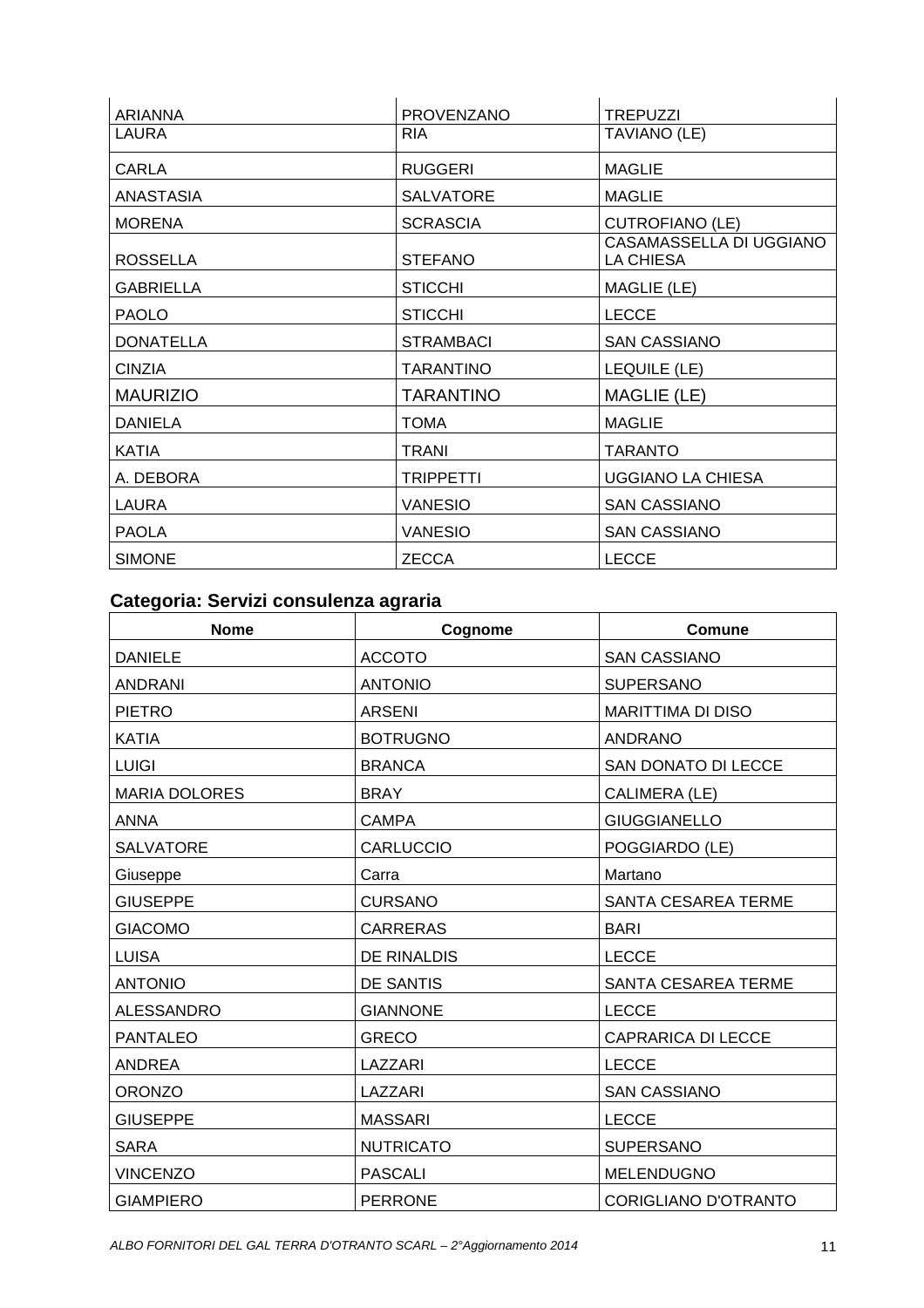| | | |
|---|---|---|
| ARIANNA | PROVENZANO | TREPUZZI |
| LAURA | RIA | TAVIANO (LE) |
| CARLA | RUGGERI | MAGLIE |
| ANASTASIA | SALVATORE | MAGLIE |
| MORENA | SCRASCIA | CUTROFIANO (LE) |
| ROSSELLA | STEFANO | CASAMASSELLA DI UGGIANO LA CHIESA |
| GABRIELLA | STICCHI | MAGLIE (LE) |
| PAOLO | STICCHI | LECCE |
| DONATELLA | STRAMBACI | SAN CASSIANO |
| CINZIA | TARANTINO | LEQUILE (LE) |
| MAURIZIO | TARANTINO | MAGLIE (LE) |
| DANIELA | TOMA | MAGLIE |
| KATIA | TRANI | TARANTO |
| A. DEBORA | TRIPPETTI | UGGIANO LA CHIESA |
| LAURA | VANESIO | SAN CASSIANO |
| PAOLA | VANESIO | SAN CASSIANO |
| SIMONE | ZECCA | LECCE |

### Categoria: Servizi consulenza agraria

| Nome | Cognome | Comune |
|---|---|---|
| DANIELE | ACCOTO | SAN CASSIANO |
| ANDRANI | ANTONIO | SUPERSANO |
| PIETRO | ARSENI | MARITTIMA DI DISO |
| KATIA | BOTRUGNO | ANDRANO |
| LUIGI | BRANCA | SAN DONATO DI LECCE |
| MARIA DOLORES | BRAY | CALIMERA (LE) |
| ANNA | CAMPA | GIUGGIANELLO |
| SALVATORE | CARLUCCIO | POGGIARDO (LE) |
| Giuseppe | Carra | Martano |
| GIUSEPPE | CURSANO | SANTA CESAREA TERME |
| GIACOMO | CARRERAS | BARI |
| LUISA | DE RINALDIS | LECCE |
| ANTONIO | DE SANTIS | SANTA CESAREA TERME |
| ALESSANDRO | GIANNONE | LECCE |
| PANTALEO | GRECO | CAPRARICA DI LECCE |
| ANDREA | LAZZARI | LECCE |
| ORONZO | LAZZARI | SAN CASSIANO |
| GIUSEPPE | MASSARI | LECCE |
| SARA | NUTRICATO | SUPERSANO |
| VINCENZO | PASCALI | MELENDUGNO |
| GIAMPIERO | PERRONE | CORIGLIANO D'OTRANTO |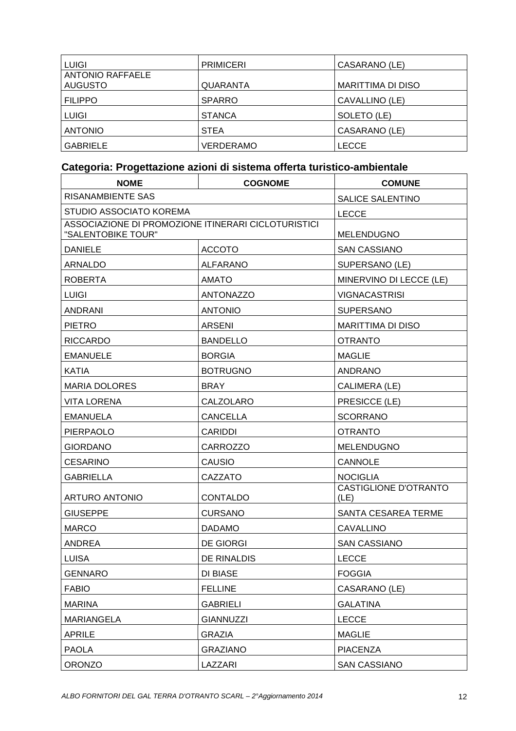| | | |
|---|---|---|
| LUIGI | PRIMICERI | CASARANO (LE) |
| ANTONIO RAFFAELE AUGUSTO | QUARANTA | MARITTIMA DI DISO |
| FILIPPO | SPARRO | CAVALLINO (LE) |
| LUIGI | STANCA | SOLETO (LE) |
| ANTONIO | STEA | CASARANO (LE) |
| GABRIELE | VERDERAMO | LECCE |

## Categoria: Progettazione azioni di sistema offerta turistico-ambientale

| NOME | COGNOME | COMUNE |
|---|---|---|
| RISANAMBIENTE SAS | | SALICE SALENTINO |
| STUDIO ASSOCIATO KOREMA | | LECCE |
| ASSOCIAZIONE DI PROMOZIONE ITINERARI CICLOTURISTICI "SALENTOBIKE TOUR" | | MELENDUGNO |
| DANIELE | ACCOTO | SAN CASSIANO |
| ARNALDO | ALFARANO | SUPERSANO (LE) |
| ROBERTA | AMATO | MINERVINO DI LECCE (LE) |
| LUIGI | ANTONAZZO | VIGNACASTRISI |
| ANDRANI | ANTONIO | SUPERSANO |
| PIETRO | ARSENI | MARITTIMA DI DISO |
| RICCARDO | BANDELLO | OTRANTO |
| EMANUELE | BORGIA | MAGLIE |
| KATIA | BOTRUGNO | ANDRANO |
| MARIA DOLORES | BRAY | CALIMERA (LE) |
| VITA LORENA | CALZOLARO | PRESICCE (LE) |
| EMANUELA | CANCELLA | SCORRANO |
| PIERPAOLO | CARIDDI | OTRANTO |
| GIORDANO | CARROZZO | MELENDUGNO |
| CESARINO | CAUSIO | CANNOLE |
| GABRIELLA | CAZZATO | NOCIGLIA |
| ARTURO ANTONIO | CONTALDO | CASTIGLIONE D'OTRANTO (LE) |
| GIUSEPPE | CURSANO | SANTA CESAREA TERME |
| MARCO | DADAMO | CAVALLINO |
| ANDREA | DE GIORGI | SAN CASSIANO |
| LUISA | DE RINALDIS | LECCE |
| GENNARO | DI BIASE | FOGGIA |
| FABIO | FELLINE | CASARANO (LE) |
| MARINA | GABRIELI | GALATINA |
| MARIANGELA | GIANNUZZI | LECCE |
| APRILE | GRAZIA | MAGLIE |
| PAOLA | GRAZIANO | PIACENZA |
| ORONZO | LAZZARI | SAN CASSIANO |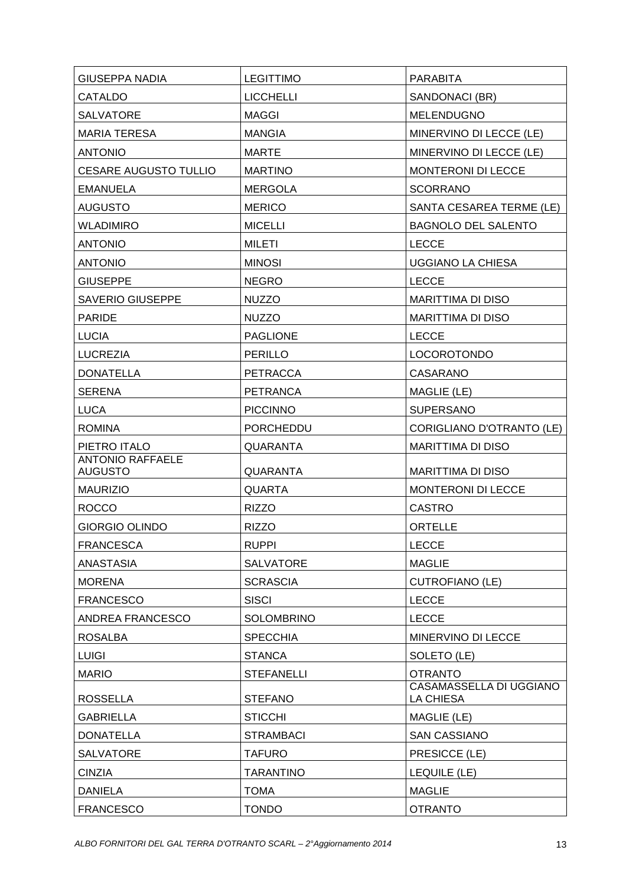| GIUSEPPA NADIA | LEGITTIMO | PARABITA |
|---|---|---|
| CATALDO | LICCHELLI | SANDONACI (BR) |
| SALVATORE | MAGGI | MELENDUGNO |
| MARIA TERESA | MANGIA | MINERVINO DI LECCE (LE) |
| ANTONIO | MARTE | MINERVINO DI LECCE (LE) |
| CESARE AUGUSTO TULLIO | MARTINO | MONTERONI DI LECCE |
| EMANUELA | MERGOLA | SCORRANO |
| AUGUSTO | MERICO | SANTA CESAREA TERME (LE) |
| WLADIMIRO | MICELLI | BAGNOLO DEL SALENTO |
| ANTONIO | MILETI | LECCE |
| ANTONIO | MINOSI | UGGIANO LA CHIESA |
| GIUSEPPE | NEGRO | LECCE |
| SAVERIO GIUSEPPE | NUZZO | MARITTIMA DI DISO |
| PARIDE | NUZZO | MARITTIMA DI DISO |
| LUCIA | PAGLIONE | LECCE |
| LUCREZIA | PERILLO | LOCOROTONDO |
| DONATELLA | PETRACCA | CASARANO |
| SERENA | PETRANCA | MAGLIE (LE) |
| LUCA | PICCINNO | SUPERSANO |
| ROMINA | PORCHEDDU | CORIGLIANO D'OTRANTO (LE) |
| PIETRO ITALO | QUARANTA | MARITTIMA DI DISO |
| ANTONIO RAFFAELE AUGUSTO | QUARANTA | MARITTIMA DI DISO |
| MAURIZIO | QUARTA | MONTERONI DI LECCE |
| ROCCO | RIZZO | CASTRO |
| GIORGIO OLINDO | RIZZO | ORTELLE |
| FRANCESCA | RUPPI | LECCE |
| ANASTASIA | SALVATORE | MAGLIE |
| MORENA | SCRASCIA | CUTROFIANO (LE) |
| FRANCESCO | SISCI | LECCE |
| ANDREA FRANCESCO | SOLOMBRINO | LECCE |
| ROSALBA | SPECCHIA | MINERVINO DI LECCE |
| LUIGI | STANCA | SOLETO (LE) |
| MARIO | STEFANELLI | OTRANTO |
| ROSSELLA | STEFANO | CASAMASSELLA DI UGGIANO LA CHIESA |
| GABRIELLA | STICCHI | MAGLIE (LE) |
| DONATELLA | STRAMBACI | SAN CASSIANO |
| SALVATORE | TAFURO | PRESICCE (LE) |
| CINZIA | TARANTINO | LEQUILE (LE) |
| DANIELA | TOMA | MAGLIE |
| FRANCESCO | TONDO | OTRANTO |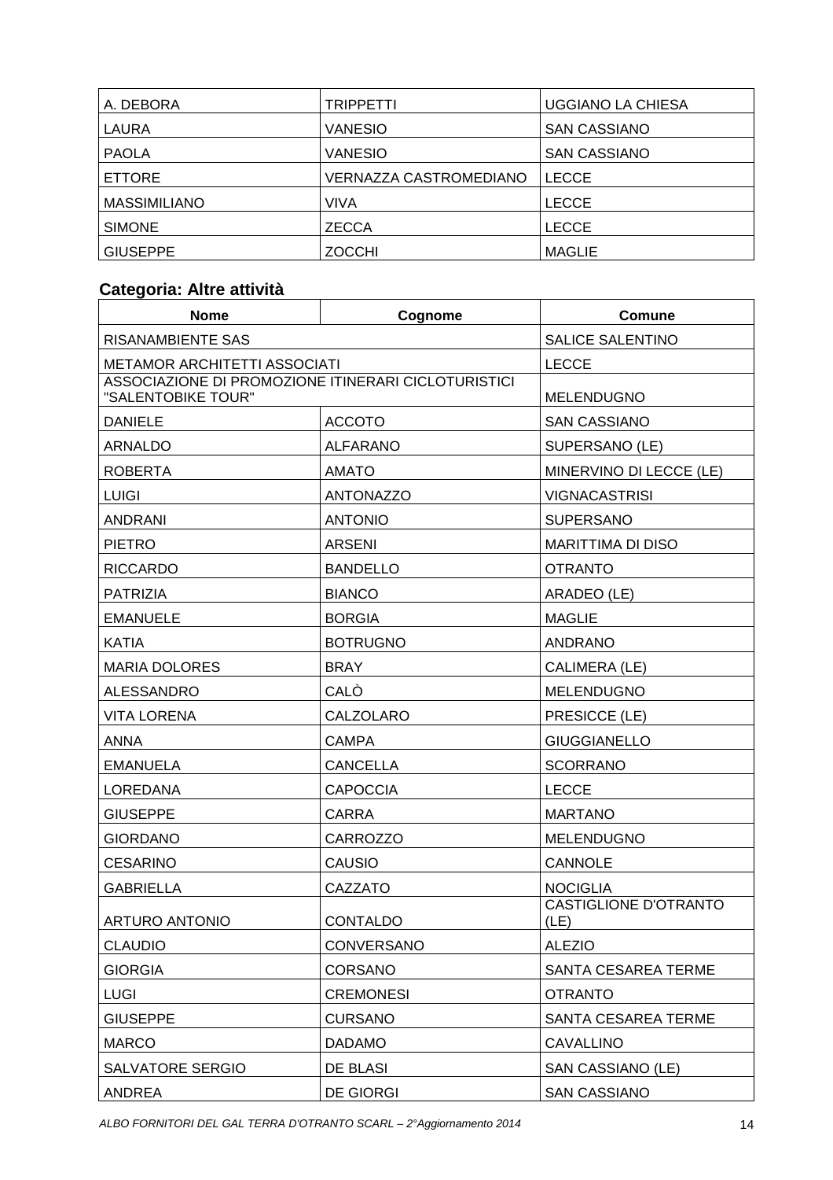| A. DEBORA | TRIPPETTI | UGGIANO LA CHIESA |
|---|---|---|
| LAURA | VANESIO | SAN CASSIANO |
| PAOLA | VANESIO | SAN CASSIANO |
| ETTORE | VERNAZZA CASTROMEDIANO | LECCE |
| MASSIMILIANO | VIVA | LECCE |
| SIMONE | ZECCA | LECCE |
| GIUSEPPE | ZOCCHI | MAGLIE |

### Categoria: Altre attività

| Nome | Cognome | Comune |
|---|---|---|
| RISANAMBIENTE SAS | | SALICE SALENTINO |
| METAMOR ARCHITETTI ASSOCIATI | | LECCE |
| ASSOCIAZIONE DI PROMOZIONE ITINERARI CICLOTURISTICI "SALENTOBIKE TOUR" | | MELENDUGNO |
| DANIELE | ACCOTO | SAN CASSIANO |
| ARNALDO | ALFARANO | SUPERSANO (LE) |
| ROBERTA | AMATO | MINERVINO DI LECCE (LE) |
| LUIGI | ANTONAZZO | VIGNACASTRISI |
| ANDRANI | ANTONIO | SUPERSANO |
| PIETRO | ARSENI | MARITTIMA DI DISO |
| RICCARDO | BANDELLO | OTRANTO |
| PATRIZIA | BIANCO | ARADEO (LE) |
| EMANUELE | BORGIA | MAGLIE |
| KATIA | BOTRUGNO | ANDRANO |
| MARIA DOLORES | BRAY | CALIMERA (LE) |
| ALESSANDRO | CALÒ | MELENDUGNO |
| VITA LORENA | CALZOLARO | PRESICCE (LE) |
| ANNA | CAMPA | GIUGGIANELLO |
| EMANUELA | CANCELLA | SCORRANO |
| LOREDANA | CAPOCCIA | LECCE |
| GIUSEPPE | CARRA | MARTANO |
| GIORDANO | CARROZZO | MELENDUGNO |
| CESARINO | CAUSIO | CANNOLE |
| GABRIELLA | CAZZATO | NOCIGLIA |
| ARTURO ANTONIO | CONTALDO | CASTIGLIONE D'OTRANTO (LE) |
| CLAUDIO | CONVERSANO | ALEZIO |
| GIORGIA | CORSANO | SANTA CESAREA TERME |
| LUGI | CREMONESI | OTRANTO |
| GIUSEPPE | CURSANO | SANTA CESAREA TERME |
| MARCO | DADAMO | CAVALLINO |
| SALVATORE SERGIO | DE BLASI | SAN CASSIANO (LE) |
| ANDREA | DE GIORGI | SAN CASSIANO |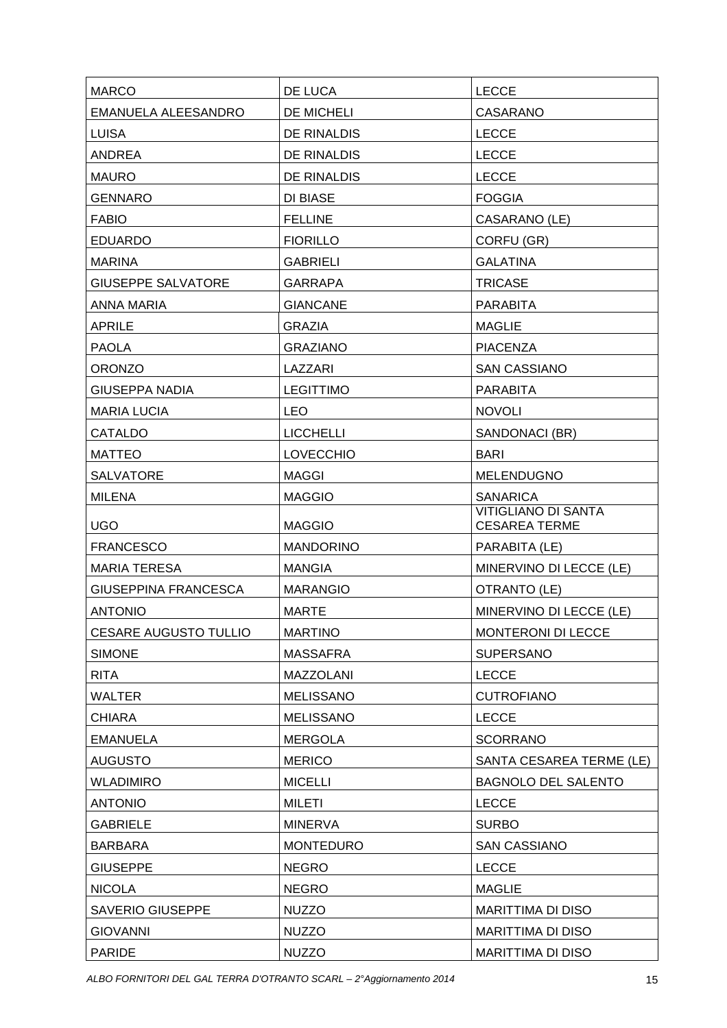| MARCO | DE LUCA | LECCE |
|---|---|---|
| EMANUELA ALEESANDRO | DE MICHELI | CASARANO |
| LUISA | DE RINALDIS | LECCE |
| ANDREA | DE RINALDIS | LECCE |
| MAURO | DE RINALDIS | LECCE |
| GENNARO | DI BIASE | FOGGIA |
| FABIO | FELLINE | CASARANO (LE) |
| EDUARDO | FIORILLO | CORFU (GR) |
| MARINA | GABRIELI | GALATINA |
| GIUSEPPE SALVATORE | GARRAPA | TRICASE |
| ANNA MARIA | GIANCANE | PARABITA |
| APRILE | GRAZIA | MAGLIE |
| PAOLA | GRAZIANO | PIACENZA |
| ORONZO | LAZZARI | SAN CASSIANO |
| GIUSEPPA NADIA | LEGITTIMO | PARABITA |
| MARIA LUCIA | LEO | NOVOLI |
| CATALDO | LICCHELLI | SANDONACI (BR) |
| MATTEO | LOVECCHIO | BARI |
| SALVATORE | MAGGI | MELENDUGNO |
| MILENA | MAGGIO | SANARICA |
| UGO | MAGGIO | VITIGLIANO DI SANTA CESAREA TERME |
| FRANCESCO | MANDORINO | PARABITA (LE) |
| MARIA TERESA | MANGIA | MINERVINO DI LECCE (LE) |
| GIUSEPPINA FRANCESCA | MARANGIO | OTRANTO (LE) |
| ANTONIO | MARTE | MINERVINO DI LECCE (LE) |
| CESARE AUGUSTO TULLIO | MARTINO | MONTERONI DI LECCE |
| SIMONE | MASSAFRA | SUPERSANO |
| RITA | MAZZOLANI | LECCE |
| WALTER | MELISSANO | CUTROFIANO |
| CHIARA | MELISSANO | LECCE |
| EMANUELA | MERGOLA | SCORRANO |
| AUGUSTO | MERICO | SANTA CESAREA TERME (LE) |
| WLADIMIRO | MICELLI | BAGNOLO DEL SALENTO |
| ANTONIO | MILETI | LECCE |
| GABRIELE | MINERVA | SURBO |
| BARBARA | MONTEDURO | SAN CASSIANO |
| GIUSEPPE | NEGRO | LECCE |
| NICOLA | NEGRO | MAGLIE |
| SAVERIO GIUSEPPE | NUZZO | MARITTIMA DI DISO |
| GIOVANNI | NUZZO | MARITTIMA DI DISO |
| PARIDE | NUZZO | MARITTIMA DI DISO |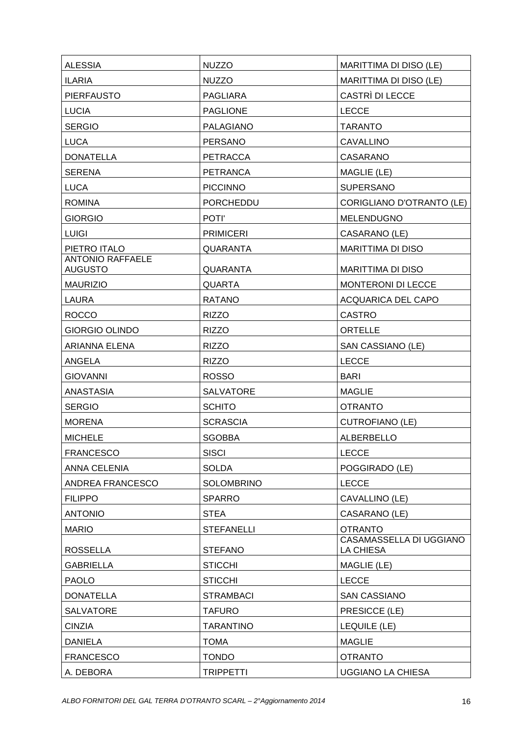| | | |
|---|---|---|
| ALESSIA | NUZZO | MARITTIMA DI DISO (LE) |
| ILARIA | NUZZO | MARITTIMA DI DISO (LE) |
| PIERFAUSTO | PAGLIARA | CASTRÌ DI LECCE |
| LUCIA | PAGLIONE | LECCE |
| SERGIO | PALAGIANO | TARANTO |
| LUCA | PERSANO | CAVALLINO |
| DONATELLA | PETRACCA | CASARANO |
| SERENA | PETRANCA | MAGLIE (LE) |
| LUCA | PICCINNO | SUPERSANO |
| ROMINA | PORCHEDDU | CORIGLIANO D'OTRANTO (LE) |
| GIORGIO | POTI' | MELENDUGNO |
| LUIGI | PRIMICERI | CASARANO (LE) |
| PIETRO ITALO | QUARANTA | MARITTIMA DI DISO |
| ANTONIO RAFFAELE AUGUSTO | QUARANTA | MARITTIMA DI DISO |
| MAURIZIO | QUARTA | MONTERONI DI LECCE |
| LAURA | RATANO | ACQUARICA DEL CAPO |
| ROCCO | RIZZO | CASTRO |
| GIORGIO OLINDO | RIZZO | ORTELLE |
| ARIANNA ELENA | RIZZO | SAN CASSIANO (LE) |
| ANGELA | RIZZO | LECCE |
| GIOVANNI | ROSSO | BARI |
| ANASTASIA | SALVATORE | MAGLIE |
| SERGIO | SCHITO | OTRANTO |
| MORENA | SCRASCIA | CUTROFIANO (LE) |
| MICHELE | SGOBBA | ALBERBELLO |
| FRANCESCO | SISCI | LECCE |
| ANNA CELENIA | SOLDA | POGGIRADO (LE) |
| ANDREA FRANCESCO | SOLOMBRINO | LECCE |
| FILIPPO | SPARRO | CAVALLINO (LE) |
| ANTONIO | STEA | CASARANO (LE) |
| MARIO | STEFANELLI | OTRANTO |
| ROSSELLA | STEFANO | CASAMASSELLA DI UGGIANO LA CHIESA |
| GABRIELLA | STICCHI | MAGLIE (LE) |
| PAOLO | STICCHI | LECCE |
| DONATELLA | STRAMBACI | SAN CASSIANO |
| SALVATORE | TAFURO | PRESICCE (LE) |
| CINZIA | TARANTINO | LEQUILE (LE) |
| DANIELA | TOMA | MAGLIE |
| FRANCESCO | TONDO | OTRANTO |
| A. DEBORA | TRIPPETTI | UGGIANO LA CHIESA |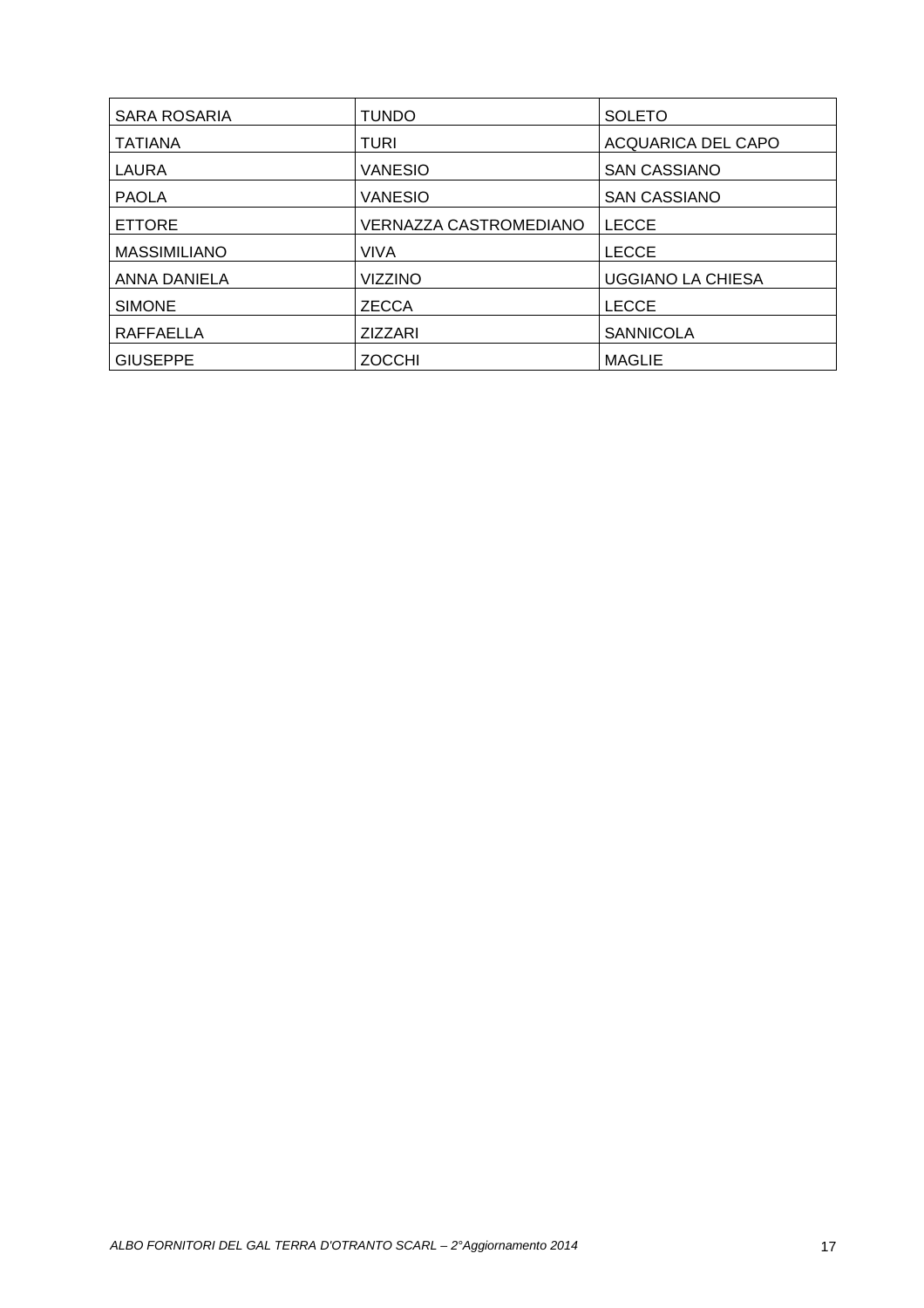| | | |
|---|---|---|
| SARA ROSARIA | TUNDO | SOLETO |
| TATIANA | TURI | ACQUARICA DEL CAPO |
| LAURA | VANESIO | SAN CASSIANO |
| PAOLA | VANESIO | SAN CASSIANO |
| ETTORE | VERNAZZA CASTROMEDIANO | LECCE |
| MASSIMILIANO | VIVA | LECCE |
| ANNA DANIELA | VIZZINO | UGGIANO LA CHIESA |
| SIMONE | ZECCA | LECCE |
| RAFFAELLA | ZIZZARI | SANNICOLA |
| GIUSEPPE | ZOCCHI | MAGLIE |